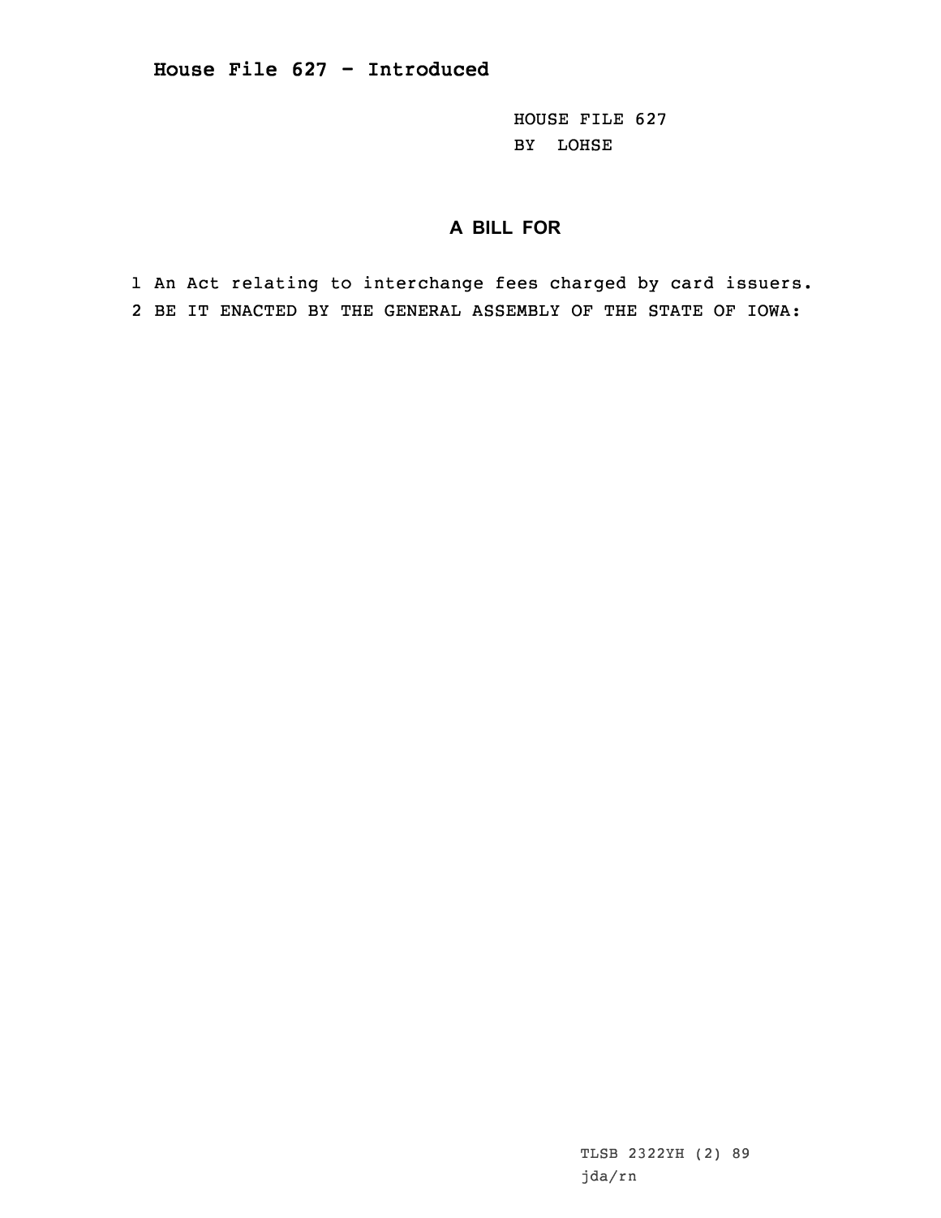# House File 627 - Introduced

HOUSE FILE 627
BY LOHSE

## A BILL FOR

1 An Act relating to interchange fees charged by card issuers.
2 BE IT ENACTED BY THE GENERAL ASSEMBLY OF THE STATE OF IOWA:

TLSB 2322YH (2) 89
jda/rn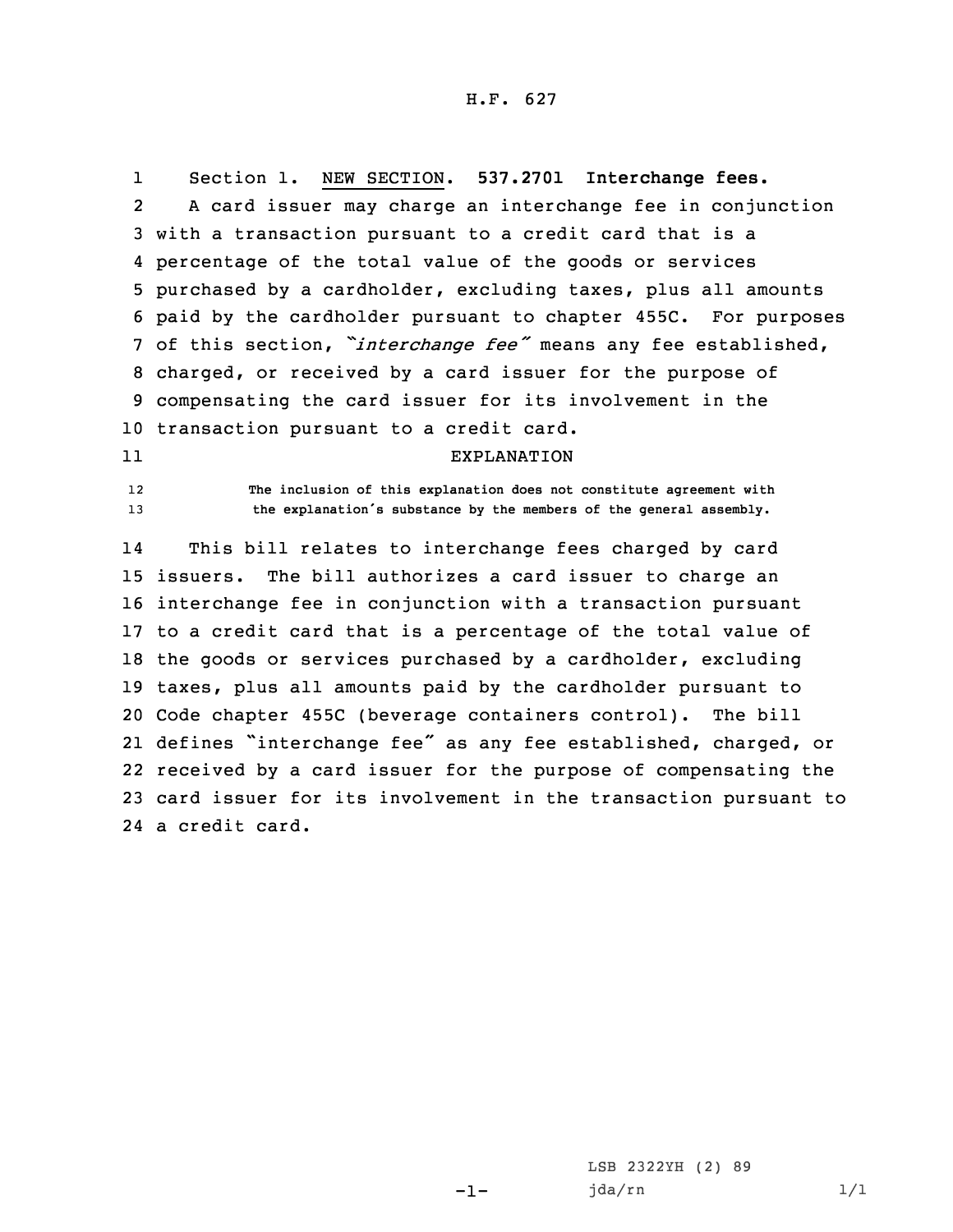H.F. 627

Section 1. NEW SECTION. **537.2701 Interchange fees.**

A card issuer may charge an interchange fee in conjunction with a transaction pursuant to a credit card that is a percentage of the total value of the goods or services purchased by a cardholder, excluding taxes, plus all amounts paid by the cardholder pursuant to chapter 455C. For purposes of this section, *"interchange fee"* means any fee established, charged, or received by a card issuer for the purpose of compensating the card issuer for its involvement in the transaction pursuant to a credit card.

EXPLANATION

The inclusion of this explanation does not constitute agreement with the explanation's substance by the members of the general assembly.

This bill relates to interchange fees charged by card issuers. The bill authorizes a card issuer to charge an interchange fee in conjunction with a transaction pursuant to a credit card that is a percentage of the total value of the goods or services purchased by a cardholder, excluding taxes, plus all amounts paid by the cardholder pursuant to Code chapter 455C (beverage containers control). The bill defines "interchange fee" as any fee established, charged, or received by a card issuer for the purpose of compensating the card issuer for its involvement in the transaction pursuant to a credit card.

LSB 2322YH (2) 89
jda/rn